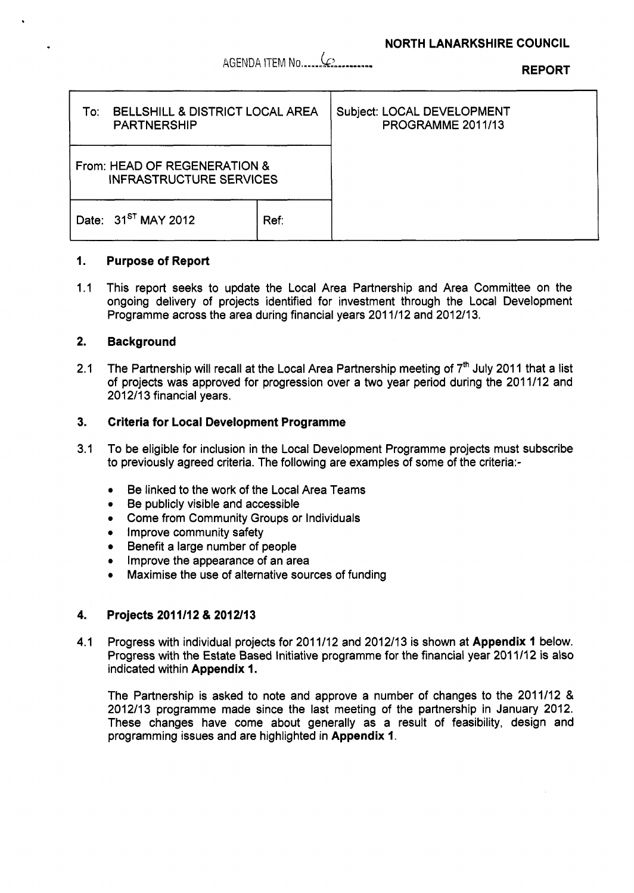**NORTH LANARKSHIRE COUNCIL**

AGENDA ITEM No......6..........

**REPORT**

| To: BELLSHILL & DISTRICT LOCAL AREA PARTNERSHIP | | Subject: LOCAL DEVELOPMENT PROGRAMME 2011/13 |
|---|---|---|
| From: HEAD OF REGENERATION & INFRASTRUCTURE SERVICES | | |
| Date: 31ST MAY 2012 | Ref: | |

## 1. Purpose of Report

1.1 This report seeks to update the Local Area Partnership and Area Committee on the ongoing delivery of projects identified for investment through the Local Development Programme across the area during financial years 2011/12 and 2012/13.

## 2. Background

2.1 The Partnership will recall at the Local Area Partnership meeting of 7th July 2011 that a list of projects was approved for progression over a two year period during the 2011/12 and 2012/13 financial years.

## 3. Criteria for Local Development Programme

3.1 To be eligible for inclusion in the Local Development Programme projects must subscribe to previously agreed criteria. The following are examples of some of the criteria:-

- Be linked to the work of the Local Area Teams
- Be publicly visible and accessible
- Come from Community Groups or Individuals
- Improve community safety
- Benefit a large number of people
- Improve the appearance of an area
- Maximise the use of alternative sources of funding

## 4. Projects 2011/12 & 2012/13

4.1 Progress with individual projects for 2011/12 and 2012/13 is shown at **Appendix 1** below. Progress with the Estate Based Initiative programme for the financial year 2011/12 is also indicated within **Appendix 1.**

The Partnership is asked to note and approve a number of changes to the 2011/12 & 2012/13 programme made since the last meeting of the partnership in January 2012. These changes have come about generally as a result of feasibility, design and programming issues and are highlighted in **Appendix 1**.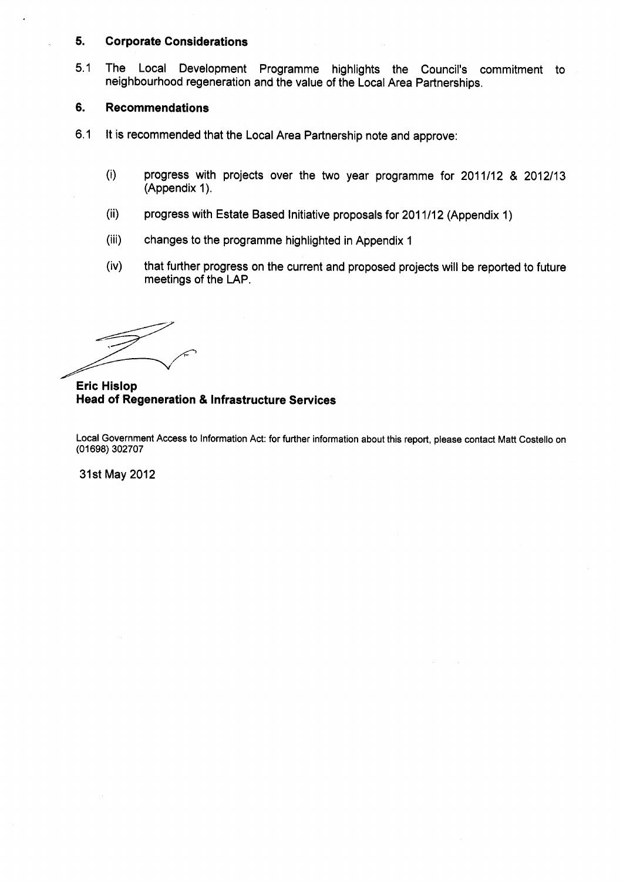## 5. Corporate Considerations

5.1 The Local Development Programme highlights the Council's commitment to neighbourhood regeneration and the value of the Local Area Partnerships.

## 6. Recommendations

6.1 It is recommended that the Local Area Partnership note and approve:

(i) progress with projects over the two year programme for 2011/12 & 2012/13 (Appendix 1).

(ii) progress with Estate Based Initiative proposals for 2011/12 (Appendix 1)

(iii) changes to the programme highlighted in Appendix 1

(iv) that further progress on the current and proposed projects will be reported to future meetings of the LAP.

**Eric Hislop**
**Head of Regeneration & Infrastructure Services**

Local Government Access to Information Act: for further information about this report, please contact Matt Costello on (01698) 302707

31st May 2012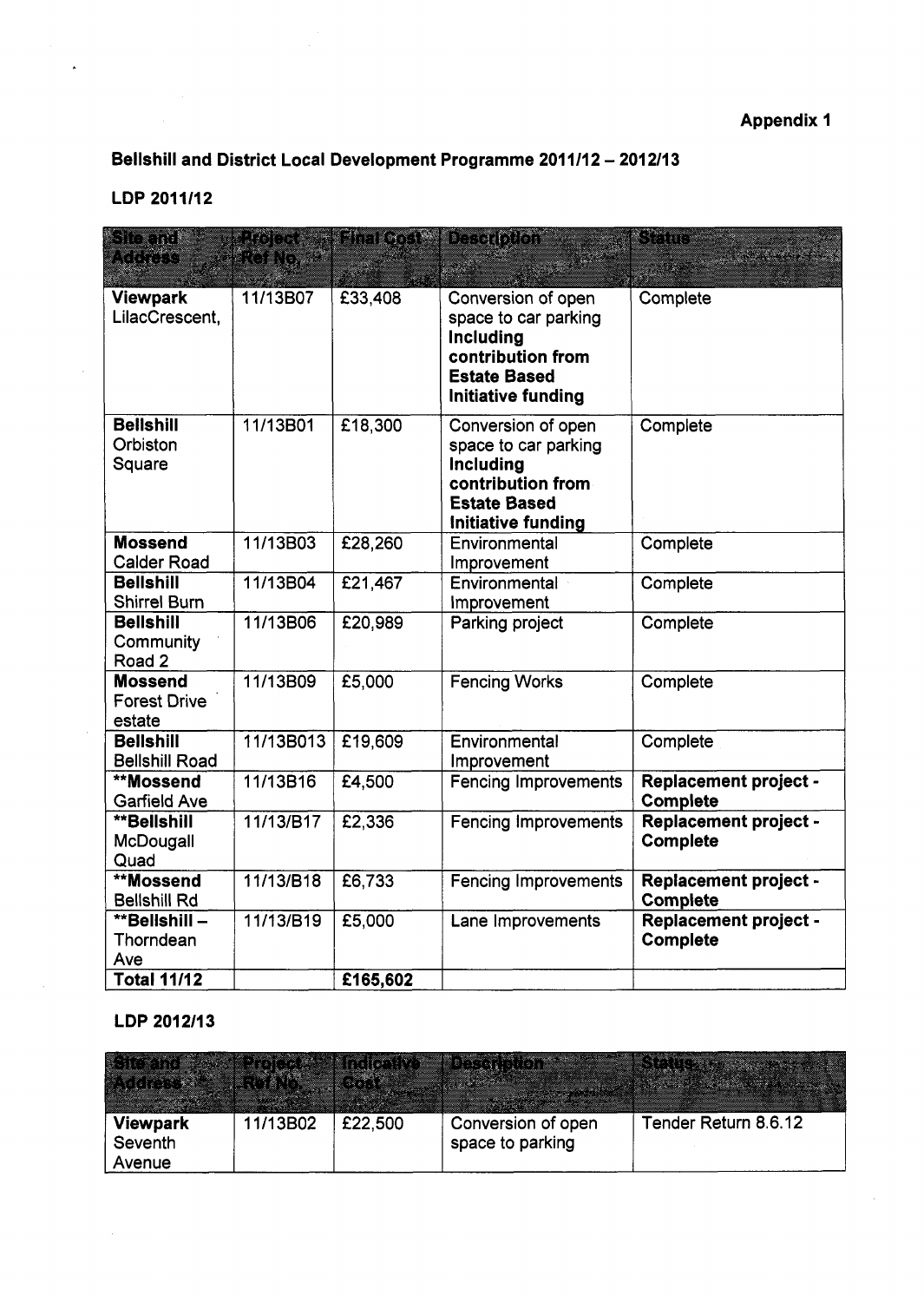**Appendix 1**

**Bellshill and District Local Development Programme 2011/12 – 2012/13**

**LDP 2011/12**

| Site and Address | Project Ref No. | Final Cost | Description | Status |
|---|---|---|---|---|
| **Viewpark** LilacCrescent, | 11/13B07 | £33,408 | Conversion of open space to car parking **Including contribution from Estate Based Initiative funding** | Complete |
| **Bellshill** Orbiston Square | 11/13B01 | £18,300 | Conversion of open space to car parking **Including contribution from Estate Based Initiative funding** | Complete |
| **Mossend** Calder Road | 11/13B03 | £28,260 | Environmental Improvement | Complete |
| **Bellshill** Shirrel Burn | 11/13B04 | £21,467 | Environmental Improvement | Complete |
| **Bellshill** Community Road 2 | 11/13B06 | £20,989 | Parking project | Complete |
| **Mossend** Forest Drive estate | 11/13B09 | £5,000 | Fencing Works | Complete |
| **Bellshill** Bellshill Road | 11/13B013 | £19,609 | Environmental Improvement | Complete |
| **\*\*Mossend** Garfield Ave | 11/13B16 | £4,500 | Fencing Improvements | **Replacement project - Complete** |
| **\*\*Bellshill** McDougall Quad | 11/13/B17 | £2,336 | Fencing Improvements | **Replacement project - Complete** |
| **\*\*Mossend** Bellshill Rd | 11/13/B18 | £6,733 | Fencing Improvements | **Replacement project - Complete** |
| **\*\*Bellshill –** Thorndean Ave | 11/13/B19 | £5,000 | Lane Improvements | **Replacement project - Complete** |
| **Total 11/12** | | **£165,602** | | |

**LDP 2012/13**

| Site and Address | Project Ref No. | Indicative Cost | Description | Status |
|---|---|---|---|---|
| **Viewpark** Seventh Avenue | 11/13B02 | £22,500 | Conversion of open space to parking | Tender Return 8.6.12 |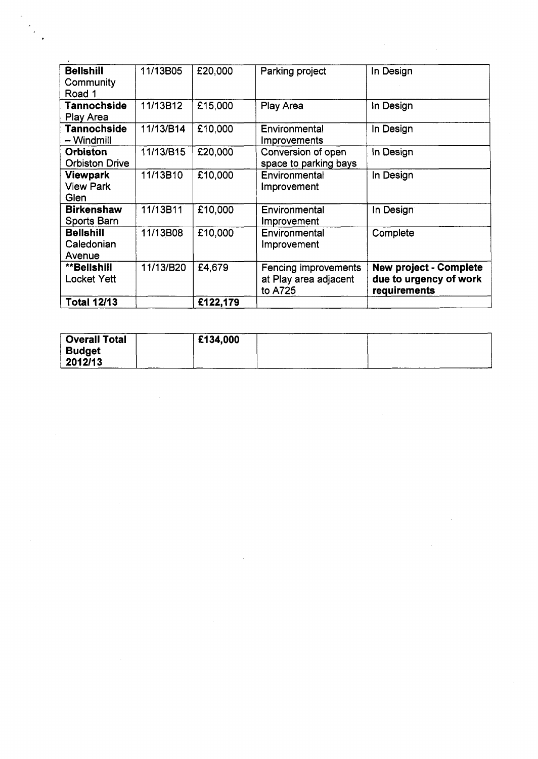| | | | | |
|---|---|---|---|---|
| **Bellshill** Community Road 1 | 11/13B05 | £20,000 | Parking project | In Design |
| **Tannochside** Play Area | 11/13B12 | £15,000 | Play Area | In Design |
| **Tannochside** – Windmill | 11/13/B14 | £10,000 | Environmental Improvements | In Design |
| **Orbiston** Orbiston Drive | 11/13/B15 | £20,000 | Conversion of open space to parking bays | In Design |
| **Viewpark** View Park Glen | 11/13B10 | £10,000 | Environmental Improvement | In Design |
| **Birkenshaw** Sports Barn | 11/13B11 | £10,000 | Environmental Improvement | In Design |
| **Bellshill** Caledonian Avenue | 11/13B08 | £10,000 | Environmental Improvement | Complete |
| **\*\*Bellshill** Locket Yett | 11/13/B20 | £4,679 | Fencing improvements at Play area adjacent to A725 | **New project - Complete due to urgency of work requirements** |
| **Total 12/13** | | **£122,179** | | |

| | | | | |
|---|---|---|---|---|
| **Overall Total Budget 2012/13** | | **£134,000** | | |